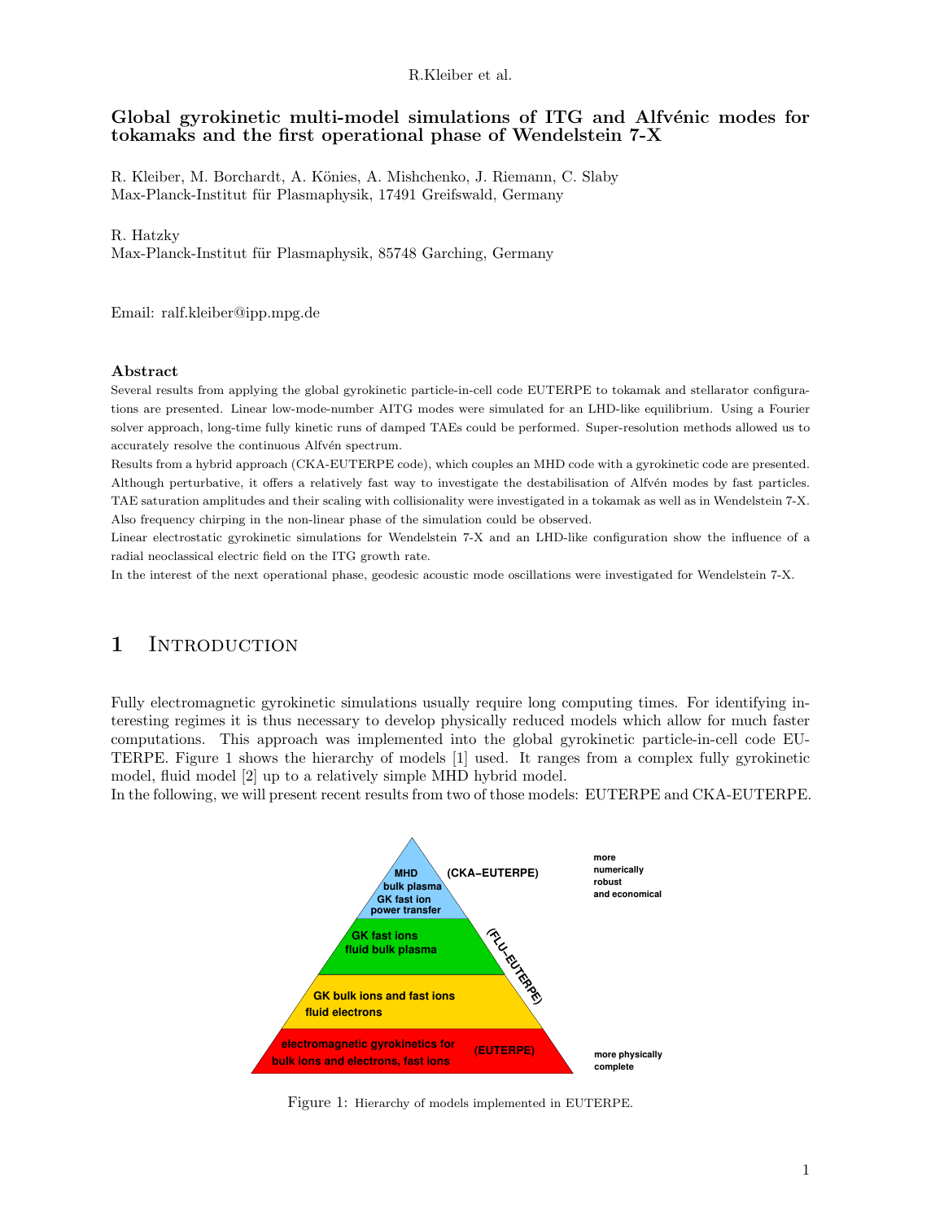# Global gyrokinetic multi-model simulations of ITG and Alfvénic modes for tokamaks and the first operational phase of Wendelstein 7-X

R. Kleiber, M. Borchardt, A. Könies, A. Mishchenko, J. Riemann, C. Slaby
Max-Planck-Institut für Plasmaphysik, 17491 Greifswald, Germany

R. Hatzky
Max-Planck-Institut für Plasmaphysik, 85748 Garching, Germany

Email: ralf.kleiber@ipp.mpg.de

### Abstract

Several results from applying the global gyrokinetic particle-in-cell code EUTERPE to tokamak and stellarator configurations are presented. Linear low-mode-number AITG modes were simulated for an LHD-like equilibrium. Using a Fourier solver approach, long-time fully kinetic runs of damped TAEs could be performed. Super-resolution methods allowed us to accurately resolve the continuous Alfvén spectrum.

Results from a hybrid approach (CKA-EUTERPE code), which couples an MHD code with a gyrokinetic code are presented. Although perturbative, it offers a relatively fast way to investigate the destabilisation of Alfvén modes by fast particles. TAE saturation amplitudes and their scaling with collisionality were investigated in a tokamak as well as in Wendelstein 7-X. Also frequency chirping in the non-linear phase of the simulation could be observed.

Linear electrostatic gyrokinetic simulations for Wendelstein 7-X and an LHD-like configuration show the influence of a radial neoclassical electric field on the ITG growth rate.

In the interest of the next operational phase, geodesic acoustic mode oscillations were investigated for Wendelstein 7-X.

## 1 Introduction

Fully electromagnetic gyrokinetic simulations usually require long computing times. For identifying interesting regimes it is thus necessary to develop physically reduced models which allow for much faster computations. This approach was implemented into the global gyrokinetic particle-in-cell code EUTERPE. Figure 1 shows the hierarchy of models [1] used. It ranges from a complex fully gyrokinetic model, fluid model [2] up to a relatively simple MHD hybrid model.

In the following, we will present recent results from two of those models: EUTERPE and CKA-EUTERPE.

| Model level | Code |
|---|---|
| MHD bulk plasma, GK fast ion power transfer | (CKA–EUTERPE) |
| GK fast ions, fluid bulk plasma | (FLU–EUTERPE) |
| GK bulk ions and fast ions, fluid electrons | (FLU–EUTERPE) |
| electromagnetic gyrokinetics for bulk ions and electrons, fast ions | (EUTERPE) |

Top: more numerically robust and economical. Bottom: more physically complete.

Figure 1: Hierarchy of models implemented in EUTERPE.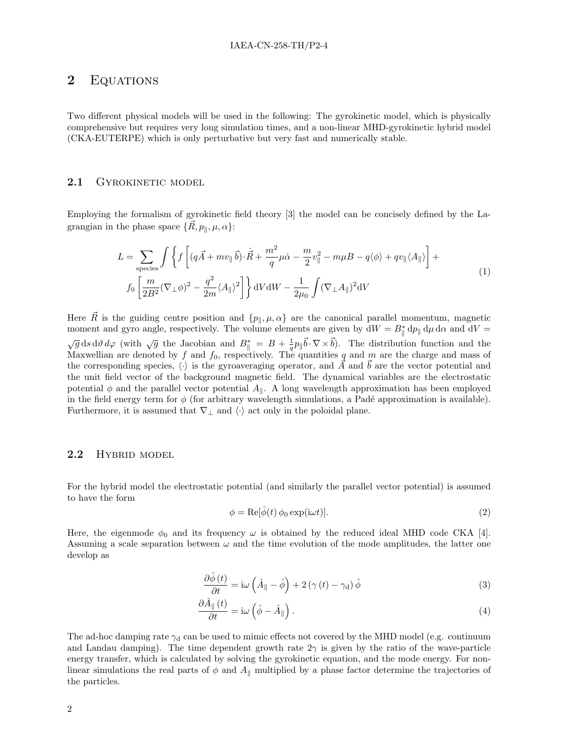## 2 Equations

Two different physical models will be used in the following: The gyrokinetic model, which is physically comprehensive but requires very long simulation times, and a non-linear MHD-gyrokinetic hybrid model (CKA-EUTERPE) which is only perturbative but very fast and numerically stable.

### 2.1 Gyrokinetic model

Employing the formalism of gyrokinetic field theory [3] the model can be concisely defined by the Lagrangian in the phase space $\{\vec{R}, p_\parallel, \mu, \alpha\}$:

$$L = \sum_{\text{species}} \int \left\{ f \left[ (q\vec{A} + m v_\parallel \vec{b}) \cdot \dot{\vec{R}} + \frac{m^2}{q}\mu\dot{\alpha} - \frac{m}{2}v_\parallel^2 - m\mu B - q\langle\phi\rangle + q v_\parallel \langle A_\parallel\rangle \right] + f_0 \left[ \frac{m}{2B^2}(\nabla_\perp\phi)^2 - \frac{q^2}{2m}\langle A_\parallel\rangle^2 \right] \right\} \mathrm{d}V \mathrm{d}W - \frac{1}{2\mu_0}\int (\nabla_\perp A_\parallel)^2 \mathrm{d}V \tag{1}$$

Here $\vec{R}$ is the guiding centre position and $\{p_\parallel, \mu, \alpha\}$ are the canonical parallel momentum, magnetic moment and gyro angle, respectively. The volume elements are given by $\mathrm{d}W = B_\parallel^* \,\mathrm{d}p_\parallel \,\mathrm{d}\mu \,\mathrm{d}\alpha$ and $\mathrm{d}V = \sqrt{g}\,\mathrm{d}s\,\mathrm{d}\vartheta\,d\varphi$ (with $\sqrt{g}$ the Jacobian and $B_\parallel^* = B + \frac{1}{q}p_\parallel \vec{b}\cdot\nabla\times\vec{b}$). The distribution function and the Maxwellian are denoted by $f$ and $f_0$, respectively. The quantities $q$ and $m$ are the charge and mass of the corresponding species, $\langle\cdot\rangle$ is the gyroaveraging operator, and $\vec{A}$ and $\vec{b}$ are the vector potential and the unit field vector of the background magnetic field. The dynamical variables are the electrostatic potential $\phi$ and the parallel vector potential $A_\parallel$. A long wavelength approximation has been employed in the field energy term for $\phi$ (for arbitrary wavelength simulations, a Padé approximation is available). Furthermore, it is assumed that $\nabla_\perp$ and $\langle\cdot\rangle$ act only in the poloidal plane.

### 2.2 Hybrid model

For the hybrid model the electrostatic potential (and similarly the parallel vector potential) is assumed to have the form

$$\phi = \mathrm{Re}[\hat{\phi}(t)\,\phi_0 \exp(\mathrm{i}\omega t)]. \tag{2}$$

Here, the eigenmode $\phi_0$ and its frequency $\omega$ is obtained by the reduced ideal MHD code CKA [4]. Assuming a scale separation between $\omega$ and the time evolution of the mode amplitudes, the latter one develop as

$$\frac{\partial\hat{\phi}(t)}{\partial t} = \mathrm{i}\omega\left(\hat{A}_\parallel - \hat{\phi}\right) + 2\left(\gamma(t) - \gamma_\mathrm{d}\right)\hat{\phi} \tag{3}$$

$$\frac{\partial\hat{A}_\parallel(t)}{\partial t} = \mathrm{i}\omega\left(\hat{\phi} - \hat{A}_\parallel\right). \tag{4}$$

The ad-hoc damping rate $\gamma_\mathrm{d}$ can be used to mimic effects not covered by the MHD model (e.g. continuum and Landau damping). The time dependent growth rate $2\gamma$ is given by the ratio of the wave-particle energy transfer, which is calculated by solving the gyrokinetic equation, and the mode energy. For non-linear simulations the real parts of $\phi$ and $A_\parallel$ multiplied by a phase factor determine the trajectories of the particles.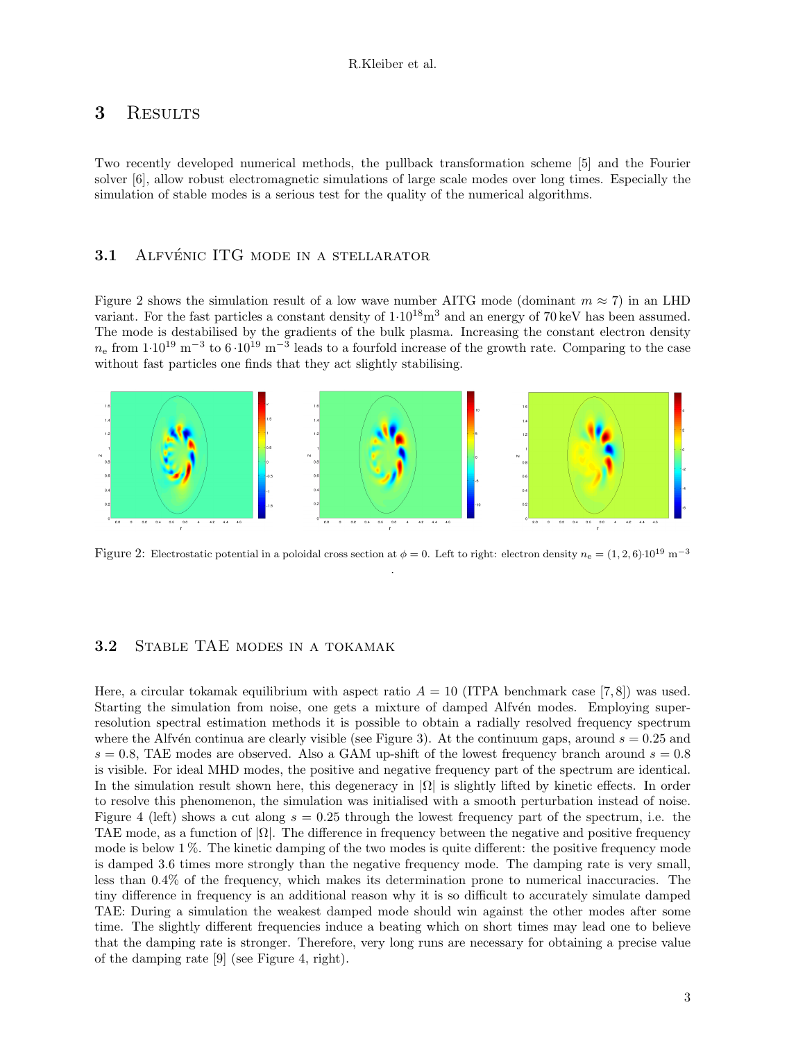# 3 Results

Two recently developed numerical methods, the pullback transformation scheme [5] and the Fourier solver [6], allow robust electromagnetic simulations of large scale modes over long times. Especially the simulation of stable modes is a serious test for the quality of the numerical algorithms.

## 3.1 Alfvénic ITG mode in a stellarator

Figure 2 shows the simulation result of a low wave number AITG mode (dominant $m \approx 7$) in an LHD variant. For the fast particles a constant density of $1 \cdot 10^{18} \mathrm{m}^3$ and an energy of 70 keV has been assumed. The mode is destabilised by the gradients of the bulk plasma. Increasing the constant electron density $n_\mathrm{e}$ from $1 \cdot 10^{19}$ m$^{-3}$ to $6 \cdot 10^{19}$ m$^{-3}$ leads to a fourfold increase of the growth rate. Comparing to the case without fast particles one finds that they act slightly stabilising.

Figure 2: Electrostatic potential in a poloidal cross section at $\phi = 0$. Left to right: electron density $n_\mathrm{e} = (1, 2, 6) \cdot 10^{19}$ m$^{-3}$

.

## 3.2 Stable TAE modes in a tokamak

Here, a circular tokamak equilibrium with aspect ratio $A = 10$ (ITPA benchmark case [7, 8]) was used. Starting the simulation from noise, one gets a mixture of damped Alfvén modes. Employing super-resolution spectral estimation methods it is possible to obtain a radially resolved frequency spectrum where the Alfvén continua are clearly visible (see Figure 3). At the continuum gaps, around $s = 0.25$ and $s = 0.8$, TAE modes are observed. Also a GAM up-shift of the lowest frequency branch around $s = 0.8$ is visible. For ideal MHD modes, the positive and negative frequency part of the spectrum are identical. In the simulation result shown here, this degeneracy in $|\Omega|$ is slightly lifted by kinetic effects. In order to resolve this phenomenon, the simulation was initialised with a smooth perturbation instead of noise. Figure 4 (left) shows a cut along $s = 0.25$ through the lowest frequency part of the spectrum, i.e. the TAE mode, as a function of $|\Omega|$. The difference in frequency between the negative and positive frequency mode is below 1 %. The kinetic damping of the two modes is quite different: the positive frequency mode is damped 3.6 times more strongly than the negative frequency mode. The damping rate is very small, less than 0.4% of the frequency, which makes its determination prone to numerical inaccuracies. The tiny difference in frequency is an additional reason why it is so difficult to accurately simulate damped TAE: During a simulation the weakest damped mode should win against the other modes after some time. The slightly different frequencies induce a beating which on short times may lead one to believe that the damping rate is stronger. Therefore, very long runs are necessary for obtaining a precise value of the damping rate [9] (see Figure 4, right).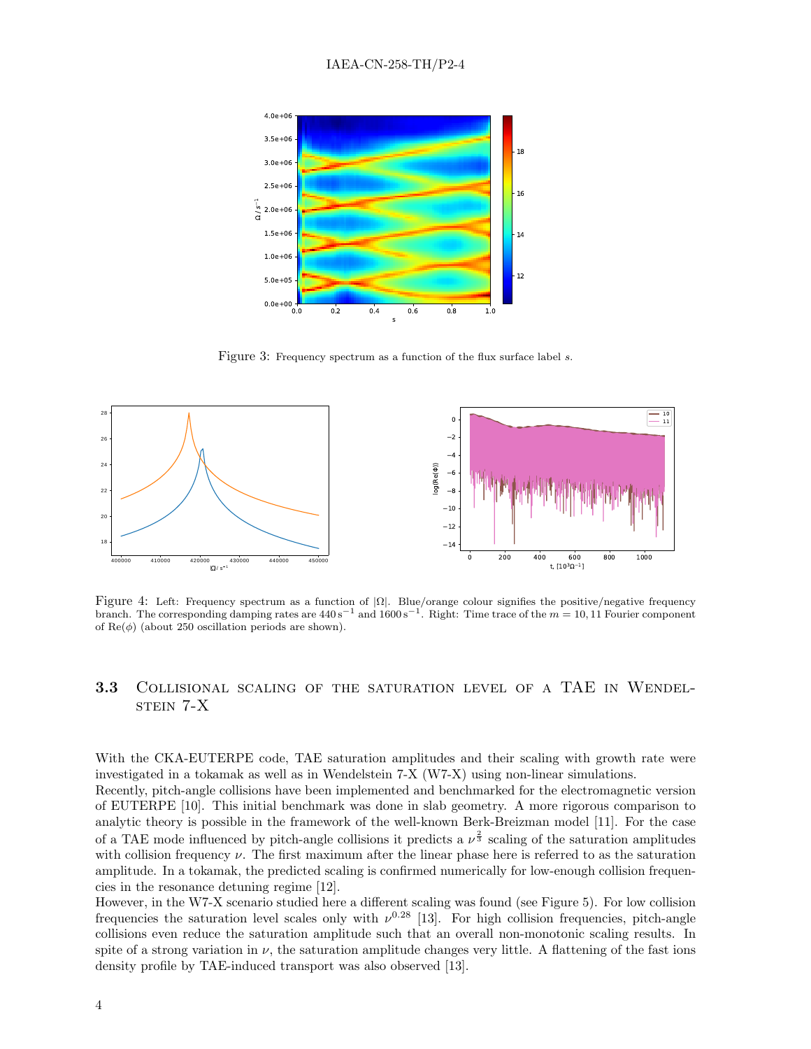Figure 3: Frequency spectrum as a function of the flux surface label $s$.

Figure 4: Left: Frequency spectrum as a function of $|\Omega|$. Blue/orange colour signifies the positive/negative frequency branch. The corresponding damping rates are $440\,\mathrm{s}^{-1}$ and $1600\,\mathrm{s}^{-1}$. Right: Time trace of the $m = 10, 11$ Fourier component of $\mathrm{Re}(\phi)$ (about 250 oscillation periods are shown).

### 3.3 Collisional scaling of the saturation level of a TAE in Wendelstein 7-X

With the CKA-EUTERPE code, TAE saturation amplitudes and their scaling with growth rate were investigated in a tokamak as well as in Wendelstein 7-X (W7-X) using non-linear simulations.
Recently, pitch-angle collisions have been implemented and benchmarked for the electromagnetic version of EUTERPE [10]. This initial benchmark was done in slab geometry. A more rigorous comparison to analytic theory is possible in the framework of the well-known Berk-Breizman model [11]. For the case of a TAE mode influenced by pitch-angle collisions it predicts a $\nu^{\frac{2}{3}}$ scaling of the saturation amplitudes with collision frequency $\nu$. The first maximum after the linear phase here is referred to as the saturation amplitude. In a tokamak, the predicted scaling is confirmed numerically for low-enough collision frequencies in the resonance detuning regime [12].
However, in the W7-X scenario studied here a different scaling was found (see Figure 5). For low collision frequencies the saturation level scales only with $\nu^{0.28}$ [13]. For high collision frequencies, pitch-angle collisions even reduce the saturation amplitude such that an overall non-monotonic scaling results. In spite of a strong variation in $\nu$, the saturation amplitude changes very little. A flattening of the fast ions density profile by TAE-induced transport was also observed [13].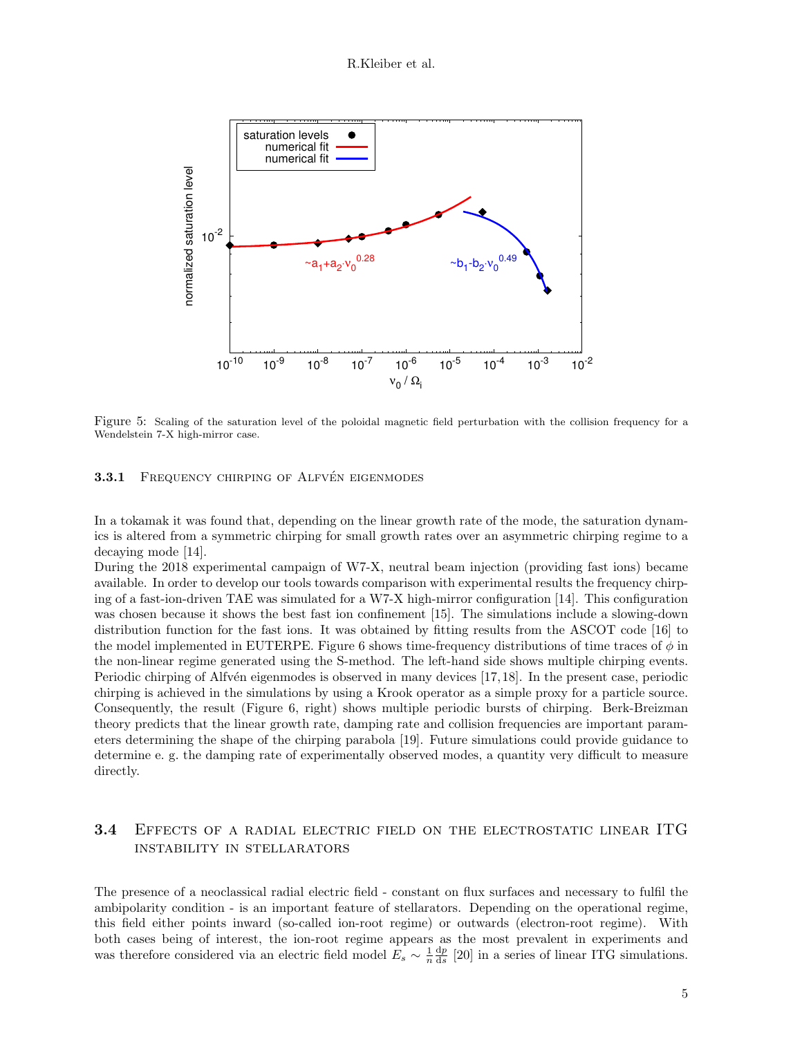Figure 5: Scaling of the saturation level of the poloidal magnetic field perturbation with the collision frequency for a Wendelstein 7-X high-mirror case.

### 3.3.1 Frequency chirping of Alfvén eigenmodes

In a tokamak it was found that, depending on the linear growth rate of the mode, the saturation dynamics is altered from a symmetric chirping for small growth rates over an asymmetric chirping regime to a decaying mode [14].

During the 2018 experimental campaign of W7-X, neutral beam injection (providing fast ions) became available. In order to develop our tools towards comparison with experimental results the frequency chirping of a fast-ion-driven TAE was simulated for a W7-X high-mirror configuration [14]. This configuration was chosen because it shows the best fast ion confinement [15]. The simulations include a slowing-down distribution function for the fast ions. It was obtained by fitting results from the ASCOT code [16] to the model implemented in EUTERPE. Figure 6 shows time-frequency distributions of time traces of $\phi$ in the non-linear regime generated using the S-method. The left-hand side shows multiple chirping events. Periodic chirping of Alfvén eigenmodes is observed in many devices [17, 18]. In the present case, periodic chirping is achieved in the simulations by using a Krook operator as a simple proxy for a particle source. Consequently, the result (Figure 6, right) shows multiple periodic bursts of chirping. Berk-Breizman theory predicts that the linear growth rate, damping rate and collision frequencies are important parameters determining the shape of the chirping parabola [19]. Future simulations could provide guidance to determine e. g. the damping rate of experimentally observed modes, a quantity very difficult to measure directly.

## 3.4 Effects of a radial electric field on the electrostatic linear ITG instability in stellarators

The presence of a neoclassical radial electric field - constant on flux surfaces and necessary to fulfil the ambipolarity condition - is an important feature of stellarators. Depending on the operational regime, this field either points inward (so-called ion-root regime) or outwards (electron-root regime). With both cases being of interest, the ion-root regime appears as the most prevalent in experiments and was therefore considered via an electric field model $E_s \sim \frac{1}{n}\frac{\mathrm{d}p}{\mathrm{d}s}$ [20] in a series of linear ITG simulations.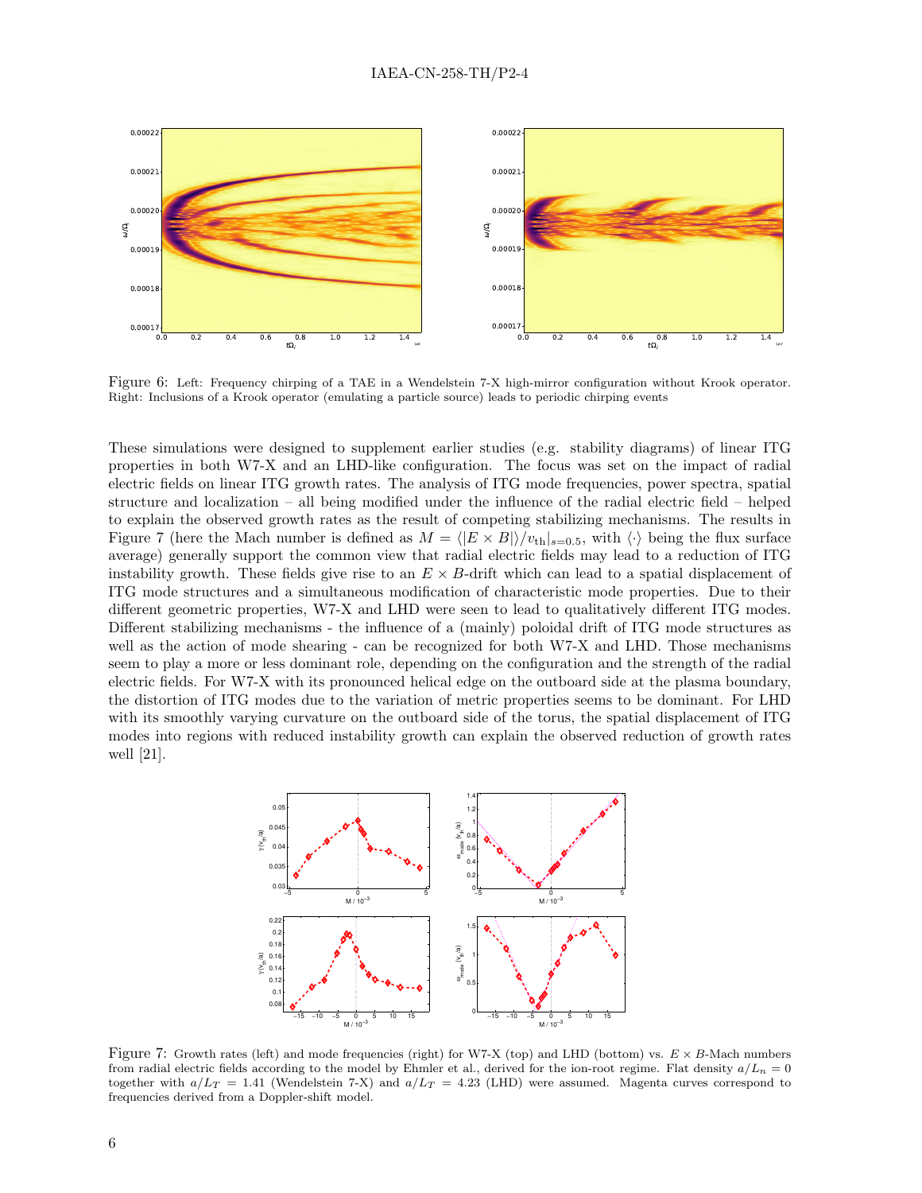Figure 6: Left: Frequency chirping of a TAE in a Wendelstein 7-X high-mirror configuration without Krook operator. Right: Inclusions of a Krook operator (emulating a particle source) leads to periodic chirping events

These simulations were designed to supplement earlier studies (e.g. stability diagrams) of linear ITG properties in both W7-X and an LHD-like configuration. The focus was set on the impact of radial electric fields on linear ITG growth rates. The analysis of ITG mode frequencies, power spectra, spatial structure and localization – all being modified under the influence of the radial electric field – helped to explain the observed growth rates as the result of competing stabilizing mechanisms. The results in Figure 7 (here the Mach number is defined as $M = \langle |E \times B| \rangle / v_{\mathrm{th}}|_{s=0.5}$, with $\langle \cdot \rangle$ being the flux surface average) generally support the common view that radial electric fields may lead to a reduction of ITG instability growth. These fields give rise to an $E \times B$-drift which can lead to a spatial displacement of ITG mode structures and a simultaneous modification of characteristic mode properties. Due to their different geometric properties, W7-X and LHD were seen to lead to qualitatively different ITG modes. Different stabilizing mechanisms - the influence of a (mainly) poloidal drift of ITG mode structures as well as the action of mode shearing - can be recognized for both W7-X and LHD. Those mechanisms seem to play a more or less dominant role, depending on the configuration and the strength of the radial electric fields. For W7-X with its pronounced helical edge on the outboard side at the plasma boundary, the distortion of ITG modes due to the variation of metric properties seems to be dominant. For LHD with its smoothly varying curvature on the outboard side of the torus, the spatial displacement of ITG modes into regions with reduced instability growth can explain the observed reduction of growth rates well [21].

Figure 7: Growth rates (left) and mode frequencies (right) for W7-X (top) and LHD (bottom) vs. $E \times B$-Mach numbers from radial electric fields according to the model by Ehmler et al., derived for the ion-root regime. Flat density $a/L_n = 0$ together with $a/L_T = 1.41$ (Wendelstein 7-X) and $a/L_T = 4.23$ (LHD) were assumed. Magenta curves correspond to frequencies derived from a Doppler-shift model.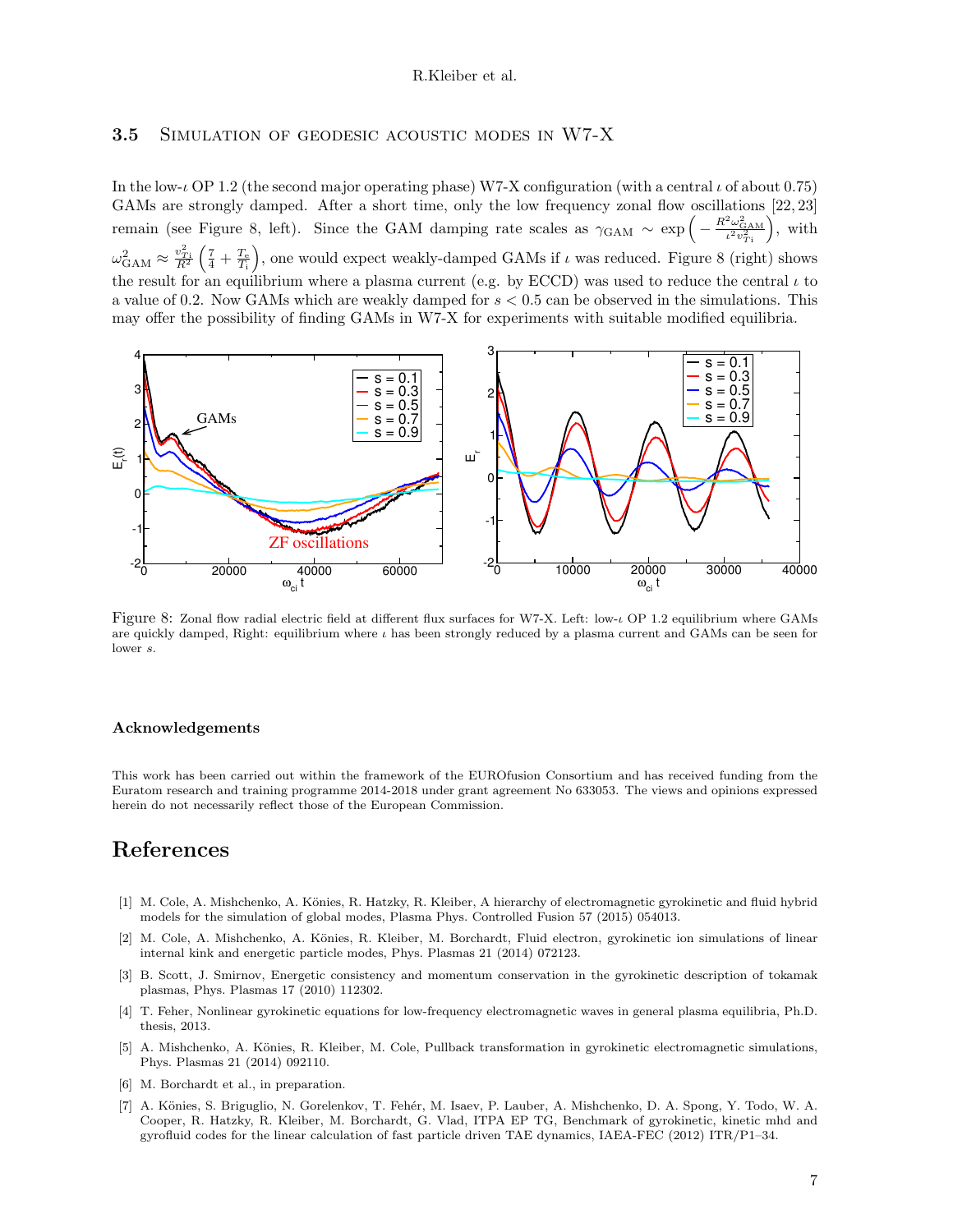### 3.5 Simulation of geodesic acoustic modes in W7-X

In the low-$\iota$ OP 1.2 (the second major operating phase) W7-X configuration (with a central $\iota$ of about 0.75) GAMs are strongly damped. After a short time, only the low frequency zonal flow oscillations [22, 23] remain (see Figure 8, left). Since the GAM damping rate scales as $\gamma_{\text{GAM}} \sim \exp\left(-\frac{R^2\omega_{\text{GAM}}^2}{\iota^2 v_{T\text{i}}^2}\right)$, with $\omega_{\text{GAM}}^2 \approx \frac{v_{T\text{i}}^2}{R^2}\left(\frac{7}{4}+\frac{T_\text{e}}{T_\text{i}}\right)$, one would expect weakly-damped GAMs if $\iota$ was reduced. Figure 8 (right) shows the result for an equilibrium where a plasma current (e.g. by ECCD) was used to reduce the central $\iota$ to a value of 0.2. Now GAMs which are weakly damped for $s < 0.5$ can be observed in the simulations. This may offer the possibility of finding GAMs in W7-X for experiments with suitable modified equilibria.

Figure 8: Zonal flow radial electric field at different flux surfaces for W7-X. Left: low-$\iota$ OP 1.2 equilibrium where GAMs are quickly damped, Right: equilibrium where $\iota$ has been strongly reduced by a plasma current and GAMs can be seen for lower $s$.

#### Acknowledgements

This work has been carried out within the framework of the EUROfusion Consortium and has received funding from the Euratom research and training programme 2014-2018 under grant agreement No 633053. The views and opinions expressed herein do not necessarily reflect those of the European Commission.

## References

[1] M. Cole, A. Mishchenko, A. Könies, R. Hatzky, R. Kleiber, A hierarchy of electromagnetic gyrokinetic and fluid hybrid models for the simulation of global modes, Plasma Phys. Controlled Fusion 57 (2015) 054013.

[2] M. Cole, A. Mishchenko, A. Könies, R. Kleiber, M. Borchardt, Fluid electron, gyrokinetic ion simulations of linear internal kink and energetic particle modes, Phys. Plasmas 21 (2014) 072123.

[3] B. Scott, J. Smirnov, Energetic consistency and momentum conservation in the gyrokinetic description of tokamak plasmas, Phys. Plasmas 17 (2010) 112302.

[4] T. Feher, Nonlinear gyrokinetic equations for low-frequency electromagnetic waves in general plasma equilibria, Ph.D. thesis, 2013.

[5] A. Mishchenko, A. Könies, R. Kleiber, M. Cole, Pullback transformation in gyrokinetic electromagnetic simulations, Phys. Plasmas 21 (2014) 092110.

[6] M. Borchardt et al., in preparation.

[7] A. Könies, S. Briguglio, N. Gorelenkov, T. Fehér, M. Isaev, P. Lauber, A. Mishchenko, D. A. Spong, Y. Todo, W. A. Cooper, R. Hatzky, R. Kleiber, M. Borchardt, G. Vlad, ITPA EP TG, Benchmark of gyrokinetic, kinetic mhd and gyrofluid codes for the linear calculation of fast particle driven TAE dynamics, IAEA-FEC (2012) ITR/P1–34.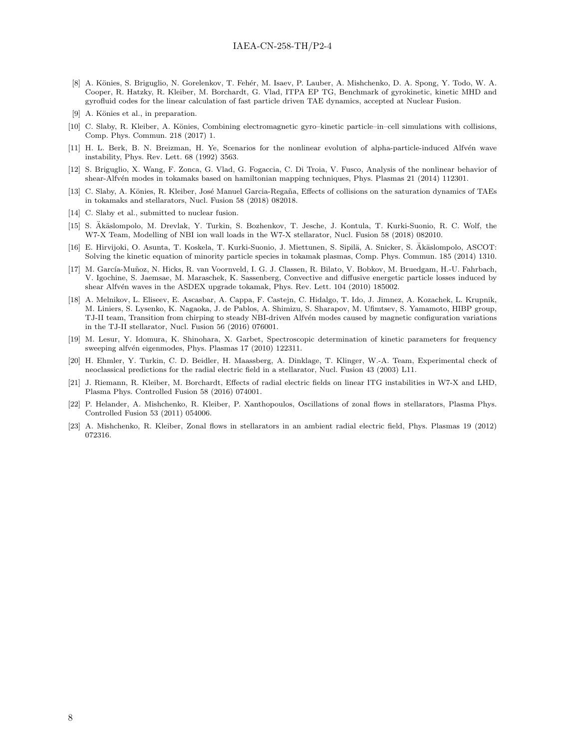[8] A. Könies, S. Briguglio, N. Gorelenkov, T. Fehér, M. Isaev, P. Lauber, A. Mishchenko, D. A. Spong, Y. Todo, W. A. Cooper, R. Hatzky, R. Kleiber, M. Borchardt, G. Vlad, ITPA EP TG, Benchmark of gyrokinetic, kinetic MHD and gyrofluid codes for the linear calculation of fast particle driven TAE dynamics, accepted at Nuclear Fusion.

[9] A. Könies et al., in preparation.

[10] C. Slaby, R. Kleiber, A. Könies, Combining electromagnetic gyro–kinetic particle–in–cell simulations with collisions, Comp. Phys. Commun. 218 (2017) 1.

[11] H. L. Berk, B. N. Breizman, H. Ye, Scenarios for the nonlinear evolution of alpha-particle-induced Alfvén wave instability, Phys. Rev. Lett. 68 (1992) 3563.

[12] S. Briguglio, X. Wang, F. Zonca, G. Vlad, G. Fogaccia, C. Di Troia, V. Fusco, Analysis of the nonlinear behavior of shear-Alfvén modes in tokamaks based on hamiltonian mapping techniques, Phys. Plasmas 21 (2014) 112301.

[13] C. Slaby, A. Könies, R. Kleiber, José Manuel Garcia-Regaña, Effects of collisions on the saturation dynamics of TAEs in tokamaks and stellarators, Nucl. Fusion 58 (2018) 082018.

[14] C. Slaby et al., submitted to nuclear fusion.

[15] S. Äkäslompolo, M. Drevlak, Y. Turkin, S. Bozhenkov, T. Jesche, J. Kontula, T. Kurki-Suonio, R. C. Wolf, the W7-X Team, Modelling of NBI ion wall loads in the W7-X stellarator, Nucl. Fusion 58 (2018) 082010.

[16] E. Hirvijoki, O. Asunta, T. Koskela, T. Kurki-Suonio, J. Miettunen, S. Sipilä, A. Snicker, S. Äkäslompolo, ASCOT: Solving the kinetic equation of minority particle species in tokamak plasmas, Comp. Phys. Commun. 185 (2014) 1310.

[17] M. García-Muñoz, N. Hicks, R. van Voornveld, I. G. J. Classen, R. Bilato, V. Bobkov, M. Bruedgam, H.-U. Fahrbach, V. Igochine, S. Jaemsae, M. Maraschek, K. Sassenberg, Convective and diffusive energetic particle losses induced by shear Alfvén waves in the ASDEX upgrade tokamak, Phys. Rev. Lett. 104 (2010) 185002.

[18] A. Melnikov, L. Eliseev, E. Ascasbar, A. Cappa, F. Castejn, C. Hidalgo, T. Ido, J. Jimnez, A. Kozachek, L. Krupnik, M. Liniers, S. Lysenko, K. Nagaoka, J. de Pablos, A. Shimizu, S. Sharapov, M. Ufimtsev, S. Yamamoto, HIBP group, TJ-II team, Transition from chirping to steady NBI-driven Alfvén modes caused by magnetic configuration variations in the TJ-II stellarator, Nucl. Fusion 56 (2016) 076001.

[19] M. Lesur, Y. Idomura, K. Shinohara, X. Garbet, Spectroscopic determination of kinetic parameters for frequency sweeping alfvén eigenmodes, Phys. Plasmas 17 (2010) 122311.

[20] H. Ehmler, Y. Turkin, C. D. Beidler, H. Maassberg, A. Dinklage, T. Klinger, W.-A. Team, Experimental check of neoclassical predictions for the radial electric field in a stellarator, Nucl. Fusion 43 (2003) L11.

[21] J. Riemann, R. Kleiber, M. Borchardt, Effects of radial electric fields on linear ITG instabilities in W7-X and LHD, Plasma Phys. Controlled Fusion 58 (2016) 074001.

[22] P. Helander, A. Mishchenko, R. Kleiber, P. Xanthopoulos, Oscillations of zonal flows in stellarators, Plasma Phys. Controlled Fusion 53 (2011) 054006.

[23] A. Mishchenko, R. Kleiber, Zonal flows in stellarators in an ambient radial electric field, Phys. Plasmas 19 (2012) 072316.